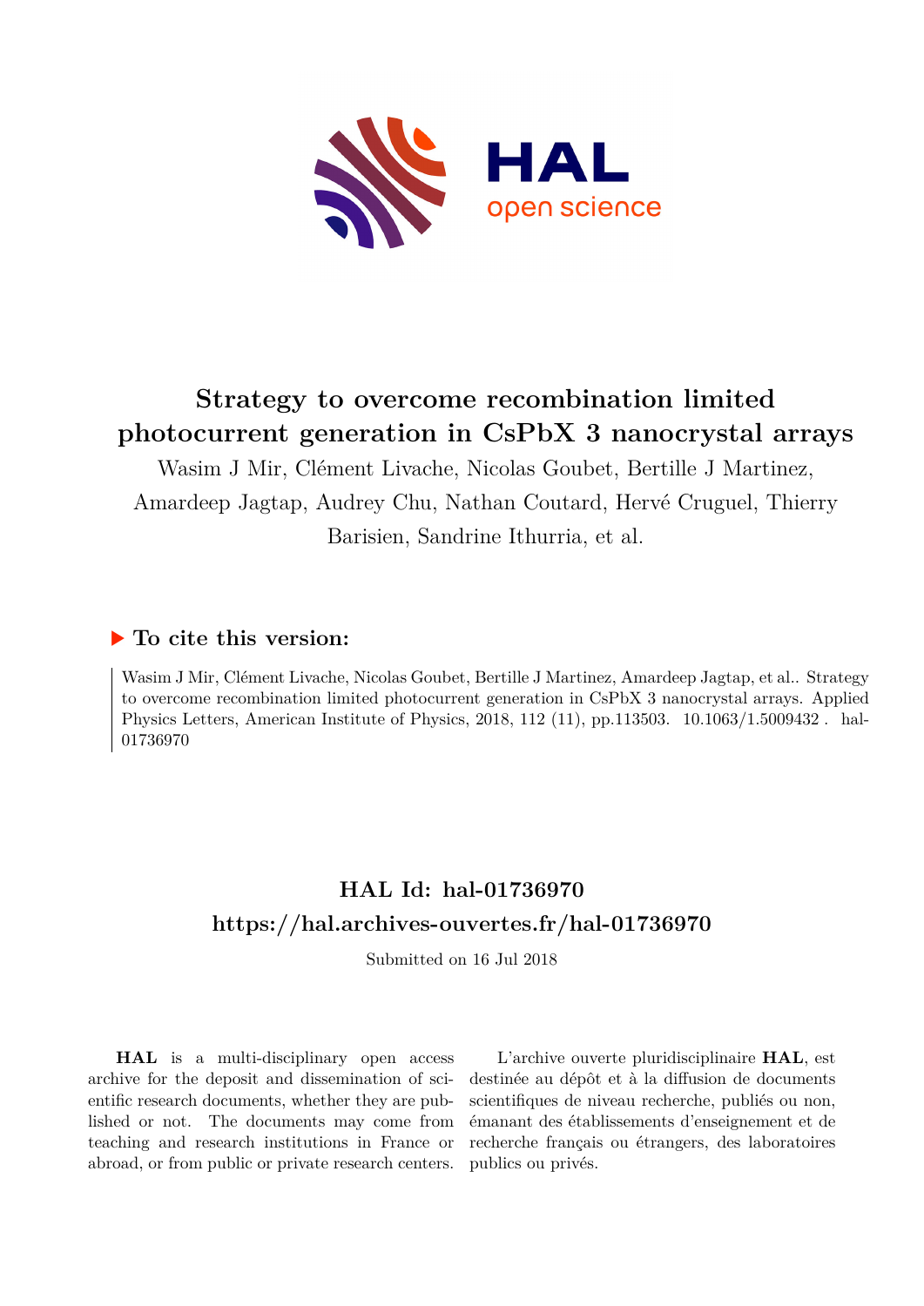# Strategy to overcome recombination limited photocurrent generation in CsPbX 3 nanocrystal arrays

Wasim J Mir, Clément Livache, Nicolas Goubet, Bertille J Martinez, Amardeep Jagtap, Audrey Chu, Nathan Coutard, Hervé Cruguel, Thierry Barisien, Sandrine Ithurria, et al.

## ▶ To cite this version:

Wasim J Mir, Clément Livache, Nicolas Goubet, Bertille J Martinez, Amardeep Jagtap, et al.. Strategy to overcome recombination limited photocurrent generation in CsPbX 3 nanocrystal arrays. Applied Physics Letters, American Institute of Physics, 2018, 112 (11), pp.113503. 10.1063/1.5009432 . hal-01736970

## HAL Id: hal-01736970

## https://hal.archives-ouvertes.fr/hal-01736970

Submitted on 16 Jul 2018

**HAL** is a multi-disciplinary open access archive for the deposit and dissemination of scientific research documents, whether they are published or not. The documents may come from teaching and research institutions in France or abroad, or from public or private research centers.

L'archive ouverte pluridisciplinaire **HAL**, est destinée au dépôt et à la diffusion de documents scientifiques de niveau recherche, publiés ou non, émanant des établissements d'enseignement et de recherche français ou étrangers, des laboratoires publics ou privés.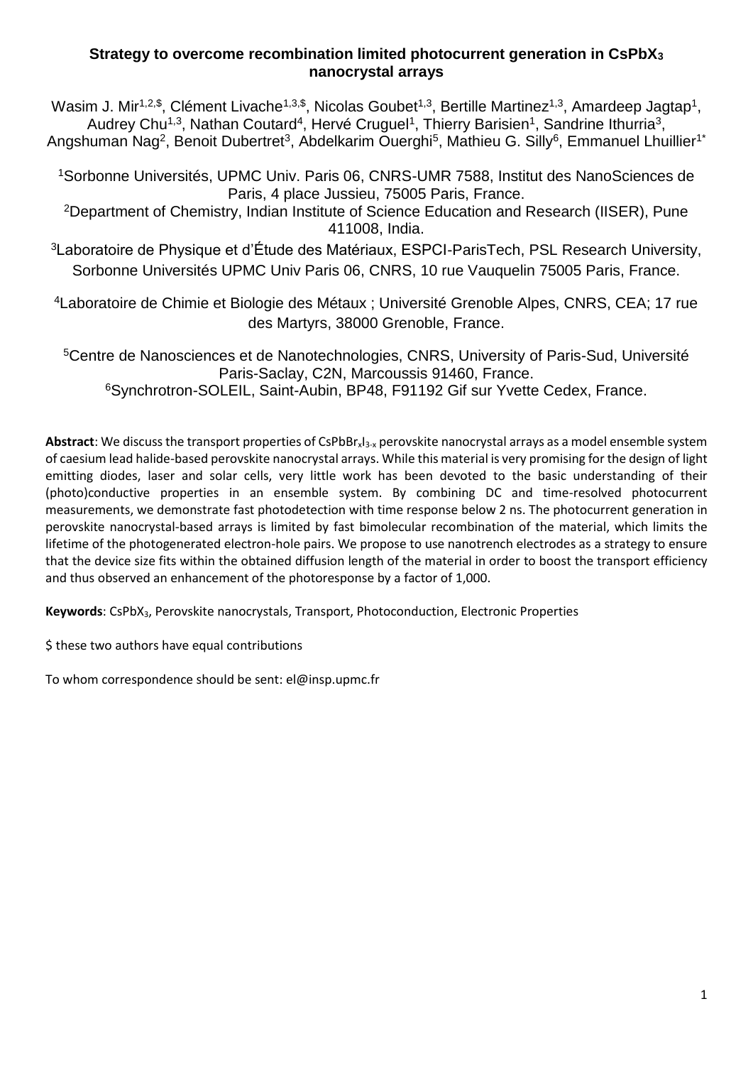**Strategy to overcome recombination limited photocurrent generation in $CsPbX_3$ nanocrystal arrays**

Wasim J. Mir[1,2,$], Clément Livache[1,3,$], Nicolas Goubet[1,3], Bertille Martinez[1,3], Amardeep Jagtap[1], Audrey Chu[1,3], Nathan Coutard[4], Hervé Cruguel[1], Thierry Barisien[1], Sandrine Ithurria[3], Angshuman Nag[2], Benoit Dubertret[3], Abdelkarim Ouerghi[5], Mathieu G. Silly[6], Emmanuel Lhuillier[1*]

[1]Sorbonne Universités, UPMC Univ. Paris 06, CNRS-UMR 7588, Institut des NanoSciences de Paris, 4 place Jussieu, 75005 Paris, France.

[2]Department of Chemistry, Indian Institute of Science Education and Research (IISER), Pune 411008, India.

[3]Laboratoire de Physique et d'Étude des Matériaux, ESPCI-ParisTech, PSL Research University, Sorbonne Universités UPMC Univ Paris 06, CNRS, 10 rue Vauquelin 75005 Paris, France.

[4]Laboratoire de Chimie et Biologie des Métaux ; Université Grenoble Alpes, CNRS, CEA; 17 rue des Martyrs, 38000 Grenoble, France.

[5]Centre de Nanosciences et de Nanotechnologies, CNRS, University of Paris-Sud, Université Paris-Saclay, C2N, Marcoussis 91460, France.

[6]Synchrotron-SOLEIL, Saint-Aubin, BP48, F91192 Gif sur Yvette Cedex, France.

**Abstract**: We discuss the transport properties of $CsPbBr_xI_{3-x}$ perovskite nanocrystal arrays as a model ensemble system of caesium lead halide-based perovskite nanocrystal arrays. While this material is very promising for the design of light emitting diodes, laser and solar cells, very little work has been devoted to the basic understanding of their (photo)conductive properties in an ensemble system. By combining DC and time-resolved photocurrent measurements, we demonstrate fast photodetection with time response below 2 ns. The photocurrent generation in perovskite nanocrystal-based arrays is limited by fast bimolecular recombination of the material, which limits the lifetime of the photogenerated electron-hole pairs. We propose to use nanotrench electrodes as a strategy to ensure that the device size fits within the obtained diffusion length of the material in order to boost the transport efficiency and thus observed an enhancement of the photoresponse by a factor of 1,000.

**Keywords**: $CsPbX_3$, Perovskite nanocrystals, Transport, Photoconduction, Electronic Properties

$ these two authors have equal contributions

To whom correspondence should be sent: el@insp.upmc.fr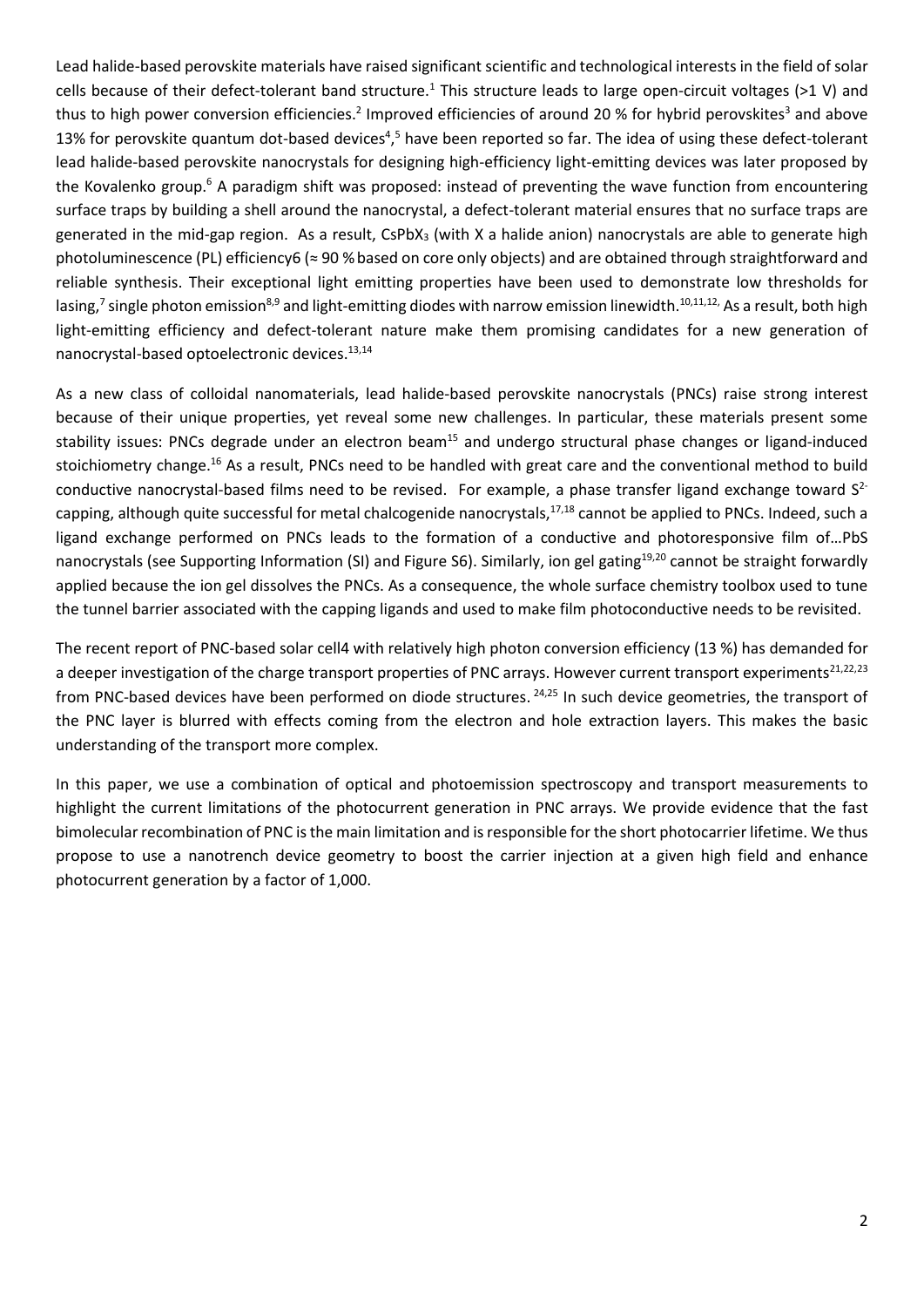Lead halide-based perovskite materials have raised significant scientific and technological interests in the field of solar cells because of their defect-tolerant band structure.[1] This structure leads to large open-circuit voltages (>1 V) and thus to high power conversion efficiencies.[2] Improved efficiencies of around 20 % for hybrid perovskites[3] and above 13% for perovskite quantum dot-based devices[4],[5] have been reported so far. The idea of using these defect-tolerant lead halide-based perovskite nanocrystals for designing high-efficiency light-emitting devices was later proposed by the Kovalenko group.[6] A paradigm shift was proposed: instead of preventing the wave function from encountering surface traps by building a shell around the nanocrystal, a defect-tolerant material ensures that no surface traps are generated in the mid-gap region. As a result, $CsPbX_3$ (with X a halide anion) nanocrystals are able to generate high photoluminescence (PL) efficiency6 (≈ 90 % based on core only objects) and are obtained through straightforward and reliable synthesis. Their exceptional light emitting properties have been used to demonstrate low thresholds for lasing,[7] single photon emission[8,9] and light-emitting diodes with narrow emission linewidth.[10,11,12] As a result, both high light-emitting efficiency and defect-tolerant nature make them promising candidates for a new generation of nanocrystal-based optoelectronic devices.[13,14]

As a new class of colloidal nanomaterials, lead halide-based perovskite nanocrystals (PNCs) raise strong interest because of their unique properties, yet reveal some new challenges. In particular, these materials present some stability issues: PNCs degrade under an electron beam[15] and undergo structural phase changes or ligand-induced stoichiometry change.[16] As a result, PNCs need to be handled with great care and the conventional method to build conductive nanocrystal-based films need to be revised. For example, a phase transfer ligand exchange toward $S^{2-}$ capping, although quite successful for metal chalcogenide nanocrystals,[17,18] cannot be applied to PNCs. Indeed, such a ligand exchange performed on PNCs leads to the formation of a conductive and photoresponsive film of…PbS nanocrystals (see Supporting Information (SI) and Figure S6). Similarly, ion gel gating[19,20] cannot be straight forwardly applied because the ion gel dissolves the PNCs. As a consequence, the whole surface chemistry toolbox used to tune the tunnel barrier associated with the capping ligands and used to make film photoconductive needs to be revisited.

The recent report of PNC-based solar cell4 with relatively high photon conversion efficiency (13 %) has demanded for a deeper investigation of the charge transport properties of PNC arrays. However current transport experiments[21,22,23] from PNC-based devices have been performed on diode structures. [24,25] In such device geometries, the transport of the PNC layer is blurred with effects coming from the electron and hole extraction layers. This makes the basic understanding of the transport more complex.

In this paper, we use a combination of optical and photoemission spectroscopy and transport measurements to highlight the current limitations of the photocurrent generation in PNC arrays. We provide evidence that the fast bimolecular recombination of PNC is the main limitation and is responsible for the short photocarrier lifetime. We thus propose to use a nanotrench device geometry to boost the carrier injection at a given high field and enhance photocurrent generation by a factor of 1,000.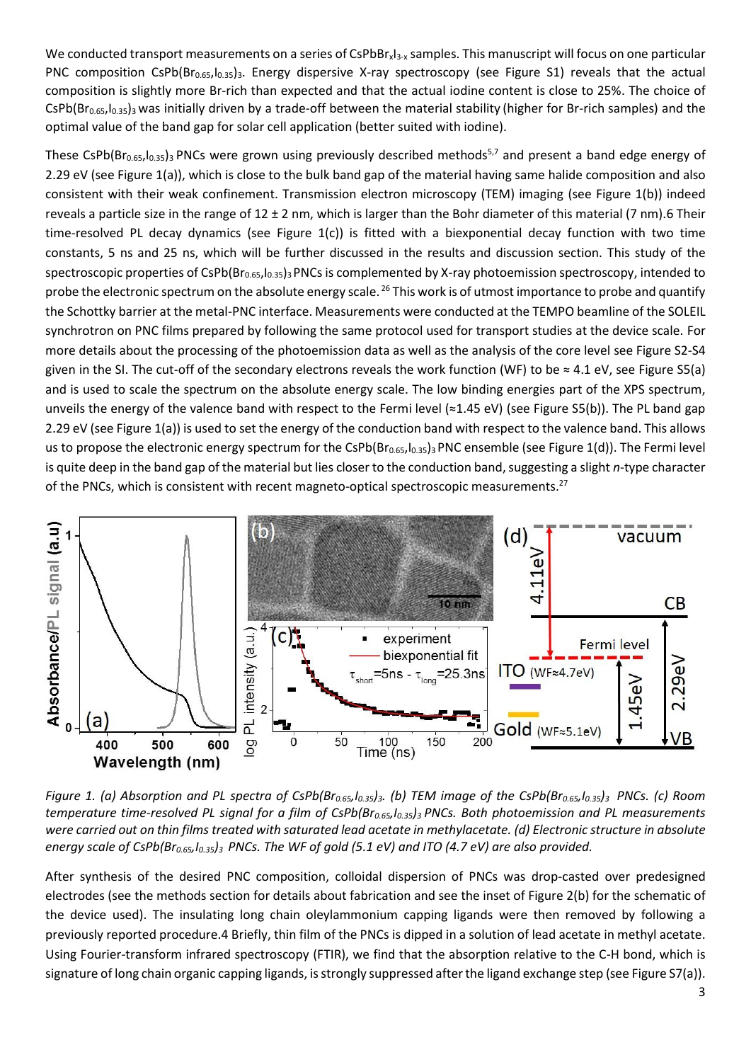We conducted transport measurements on a series of $CsPbBr_xI_{3-x}$ samples. This manuscript will focus on one particular PNC composition $CsPb(Br_{0.65},I_{0.35})_3$. Energy dispersive X-ray spectroscopy (see Figure S1) reveals that the actual composition is slightly more Br-rich than expected and that the actual iodine content is close to 25%. The choice of $CsPb(Br_{0.65},I_{0.35})_3$ was initially driven by a trade-off between the material stability (higher for Br-rich samples) and the optimal value of the band gap for solar cell application (better suited with iodine).

These $CsPb(Br_{0.65},I_{0.35})_3$ PNCs were grown using previously described methods[5,7] and present a band edge energy of 2.29 eV (see Figure 1(a)), which is close to the bulk band gap of the material having same halide composition and also consistent with their weak confinement. Transmission electron microscopy (TEM) imaging (see Figure 1(b)) indeed reveals a particle size in the range of 12 ± 2 nm, which is larger than the Bohr diameter of this material (7 nm).6 Their time-resolved PL decay dynamics (see Figure 1(c)) is fitted with a biexponential decay function with two time constants, 5 ns and 25 ns, which will be further discussed in the results and discussion section. This study of the spectroscopic properties of $CsPb(Br_{0.65},I_{0.35})_3$ PNCs is complemented by X-ray photoemission spectroscopy, intended to probe the electronic spectrum on the absolute energy scale.[26] This work is of utmost importance to probe and quantify the Schottky barrier at the metal-PNC interface. Measurements were conducted at the TEMPO beamline of the SOLEIL synchrotron on PNC films prepared by following the same protocol used for transport studies at the device scale. For more details about the processing of the photoemission data as well as the analysis of the core level see Figure S2-S4 given in the SI. The cut-off of the secondary electrons reveals the work function (WF) to be ≈ 4.1 eV, see Figure S5(a) and is used to scale the spectrum on the absolute energy scale. The low binding energies part of the XPS spectrum, unveils the energy of the valence band with respect to the Fermi level (≈1.45 eV) (see Figure S5(b)). The PL band gap 2.29 eV (see Figure 1(a)) is used to set the energy of the conduction band with respect to the valence band. This allows us to propose the electronic energy spectrum for the $CsPb(Br_{0.65},I_{0.35})_3$ PNC ensemble (see Figure 1(d)). The Fermi level is quite deep in the band gap of the material but lies closer to the conduction band, suggesting a slight *n*-type character of the PNCs, which is consistent with recent magneto-optical spectroscopic measurements.[27]

*Figure 1. (a) Absorption and PL spectra of $CsPb(Br_{0.65},I_{0.35})_3$. (b) TEM image of the $CsPb(Br_{0.65},I_{0.35})_3$ PNCs. (c) Room temperature time-resolved PL signal for a film of $CsPb(Br_{0.65},I_{0.35})_3$ PNCs. Both photoemission and PL measurements were carried out on thin films treated with saturated lead acetate in methylacetate. (d) Electronic structure in absolute energy scale of $CsPb(Br_{0.65},I_{0.35})_3$ PNCs. The WF of gold (5.1 eV) and ITO (4.7 eV) are also provided.*

After synthesis of the desired PNC composition, colloidal dispersion of PNCs was drop-casted over predesigned electrodes (see the methods section for details about fabrication and see the inset of Figure 2(b) for the schematic of the device used). The insulating long chain oleylammonium capping ligands were then removed by following a previously reported procedure.4 Briefly, thin film of the PNCs is dipped in a solution of lead acetate in methyl acetate. Using Fourier-transform infrared spectroscopy (FTIR), we find that the absorption relative to the C-H bond, which is signature of long chain organic capping ligands, is strongly suppressed after the ligand exchange step (see Figure S7(a)).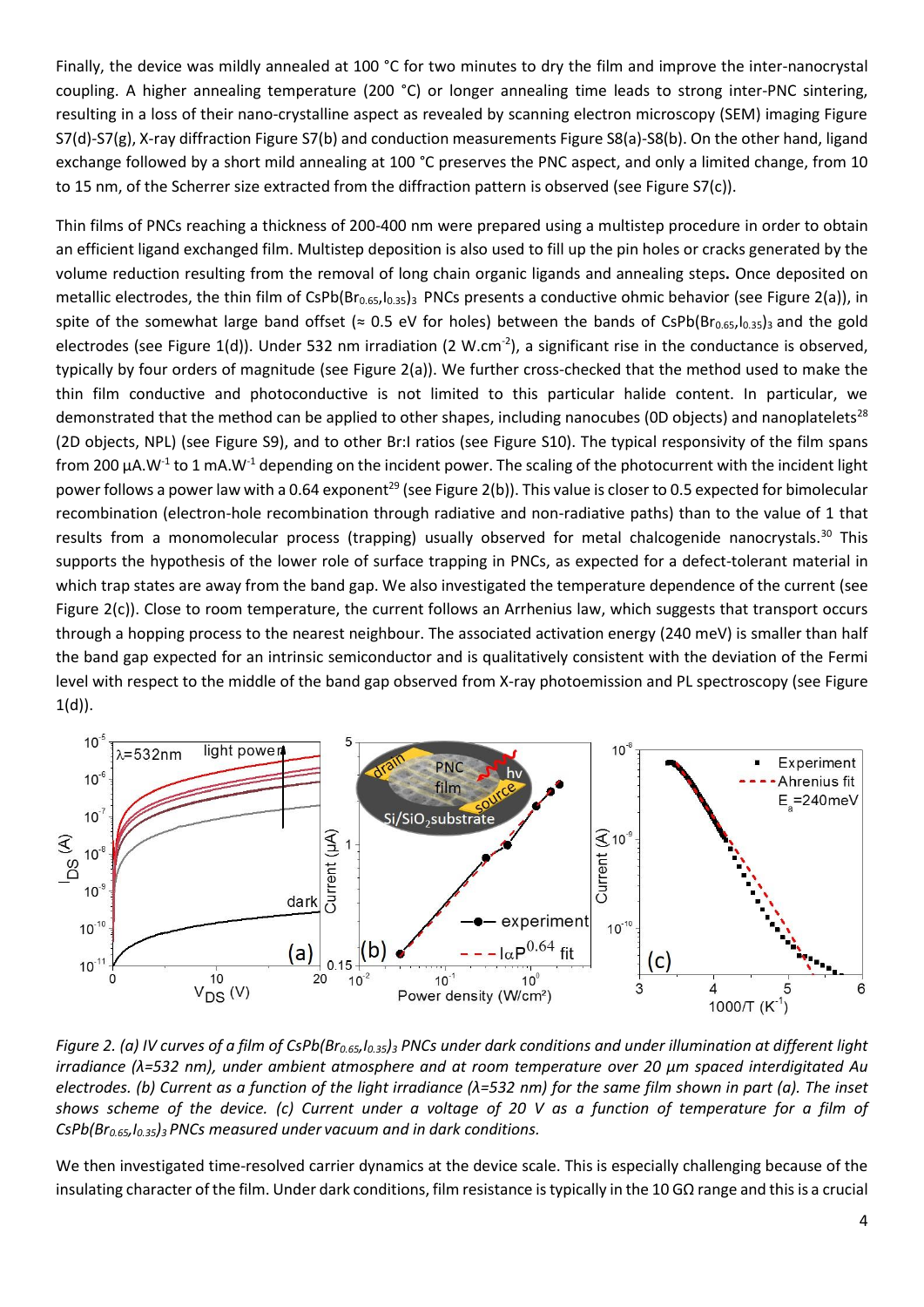Finally, the device was mildly annealed at 100 °C for two minutes to dry the film and improve the inter-nanocrystal coupling. A higher annealing temperature (200 °C) or longer annealing time leads to strong inter-PNC sintering, resulting in a loss of their nano-crystalline aspect as revealed by scanning electron microscopy (SEM) imaging Figure S7(d)-S7(g), X-ray diffraction Figure S7(b) and conduction measurements Figure S8(a)-S8(b). On the other hand, ligand exchange followed by a short mild annealing at 100 °C preserves the PNC aspect, and only a limited change, from 10 to 15 nm, of the Scherrer size extracted from the diffraction pattern is observed (see Figure S7(c)).

Thin films of PNCs reaching a thickness of 200-400 nm were prepared using a multistep procedure in order to obtain an efficient ligand exchanged film. Multistep deposition is also used to fill up the pin holes or cracks generated by the volume reduction resulting from the removal of long chain organic ligands and annealing steps**.** Once deposited on metallic electrodes, the thin film of $CsPb(Br_{0.65},I_{0.35})_3$ PNCs presents a conductive ohmic behavior (see Figure 2(a)), in spite of the somewhat large band offset (≈ 0.5 eV for holes) between the bands of $CsPb(Br_{0.65},I_{0.35})_3$ and the gold electrodes (see Figure 1(d)). Under 532 nm irradiation (2 $W.cm^{-2}$), a significant rise in the conductance is observed, typically by four orders of magnitude (see Figure 2(a)). We further cross-checked that the method used to make the thin film conductive and photoconductive is not limited to this particular halide content. In particular, we demonstrated that the method can be applied to other shapes, including nanocubes (0D objects) and nanoplatelets[28] (2D objects, NPL) (see Figure S9), and to other Br:I ratios (see Figure S10). The typical responsivity of the film spans from 200 $\mu A.W^{-1}$ to 1 $mA.W^{-1}$ depending on the incident power. The scaling of the photocurrent with the incident light power follows a power law with a 0.64 exponent[29] (see Figure 2(b)). This value is closer to 0.5 expected for bimolecular recombination (electron-hole recombination through radiative and non-radiative paths) than to the value of 1 that results from a monomolecular process (trapping) usually observed for metal chalcogenide nanocrystals.[30] This supports the hypothesis of the lower role of surface trapping in PNCs, as expected for a defect-tolerant material in which trap states are away from the band gap. We also investigated the temperature dependence of the current (see Figure 2(c)). Close to room temperature, the current follows an Arrhenius law, which suggests that transport occurs through a hopping process to the nearest neighbour. The associated activation energy (240 meV) is smaller than half the band gap expected for an intrinsic semiconductor and is qualitatively consistent with the deviation of the Fermi level with respect to the middle of the band gap observed from X-ray photoemission and PL spectroscopy (see Figure 1(d)).

*Figure 2. (a) IV curves of a film of $CsPb(Br_{0.65},I_{0.35})_3$ PNCs under dark conditions and under illumination at different light irradiance (λ=532 nm), under ambient atmosphere and at room temperature over 20 µm spaced interdigitated Au electrodes. (b) Current as a function of the light irradiance (λ=532 nm) for the same film shown in part (a). The inset shows scheme of the device. (c) Current under a voltage of 20 V as a function of temperature for a film of $CsPb(Br_{0.65},I_{0.35})_3$ PNCs measured under vacuum and in dark conditions.*

We then investigated time-resolved carrier dynamics at the device scale. This is especially challenging because of the insulating character of the film. Under dark conditions, film resistance is typically in the 10 GΩ range and this is a crucial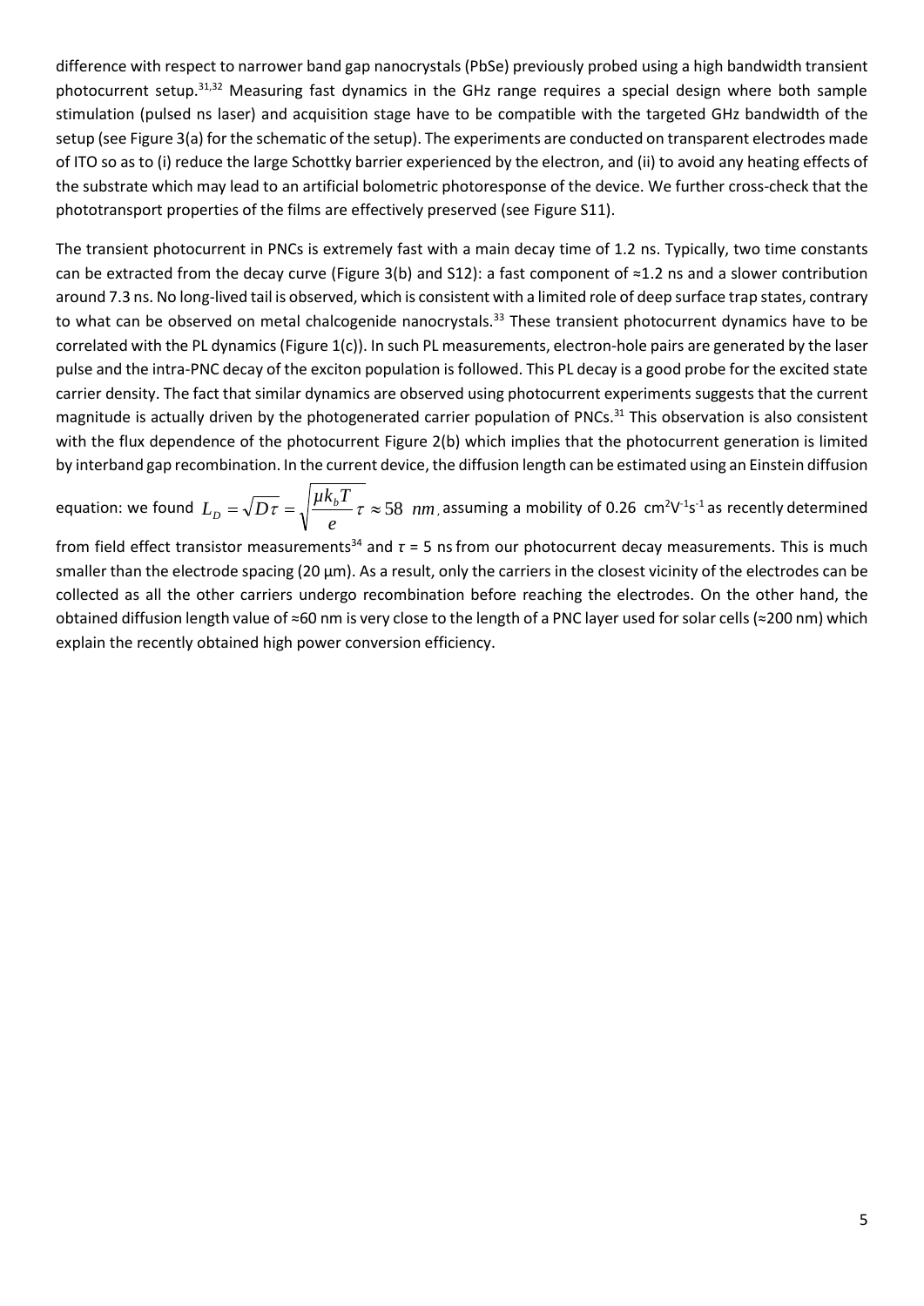difference with respect to narrower band gap nanocrystals (PbSe) previously probed using a high bandwidth transient photocurrent setup.[31,32] Measuring fast dynamics in the GHz range requires a special design where both sample stimulation (pulsed ns laser) and acquisition stage have to be compatible with the targeted GHz bandwidth of the setup (see Figure 3(a) for the schematic of the setup). The experiments are conducted on transparent electrodes made of ITO so as to (i) reduce the large Schottky barrier experienced by the electron, and (ii) to avoid any heating effects of the substrate which may lead to an artificial bolometric photoresponse of the device. We further cross-check that the phototransport properties of the films are effectively preserved (see Figure S11).

The transient photocurrent in PNCs is extremely fast with a main decay time of 1.2 ns. Typically, two time constants can be extracted from the decay curve (Figure 3(b) and S12): a fast component of ≈1.2 ns and a slower contribution around 7.3 ns. No long-lived tail is observed, which is consistent with a limited role of deep surface trap states, contrary to what can be observed on metal chalcogenide nanocrystals.[33] These transient photocurrent dynamics have to be correlated with the PL dynamics (Figure 1(c)). In such PL measurements, electron-hole pairs are generated by the laser pulse and the intra-PNC decay of the exciton population is followed. This PL decay is a good probe for the excited state carrier density. The fact that similar dynamics are observed using photocurrent experiments suggests that the current magnitude is actually driven by the photogenerated carrier population of PNCs.[31] This observation is also consistent with the flux dependence of the photocurrent Figure 2(b) which implies that the photocurrent generation is limited by interband gap recombination. In the current device, the diffusion length can be estimated using an Einstein diffusion equation: we found $L_D = \sqrt{D\tau} = \sqrt{\frac{\mu k_b T}{e}\tau} \approx 58\ nm$, assuming a mobility of 0.26 $cm^2V^{-1}s^{-1}$ as recently determined from field effect transistor measurements[34] and $\tau$ = 5 ns from our photocurrent decay measurements. This is much smaller than the electrode spacing (20 µm). As a result, only the carriers in the closest vicinity of the electrodes can be collected as all the other carriers undergo recombination before reaching the electrodes. On the other hand, the obtained diffusion length value of ≈60 nm is very close to the length of a PNC layer used for solar cells (≈200 nm) which explain the recently obtained high power conversion efficiency.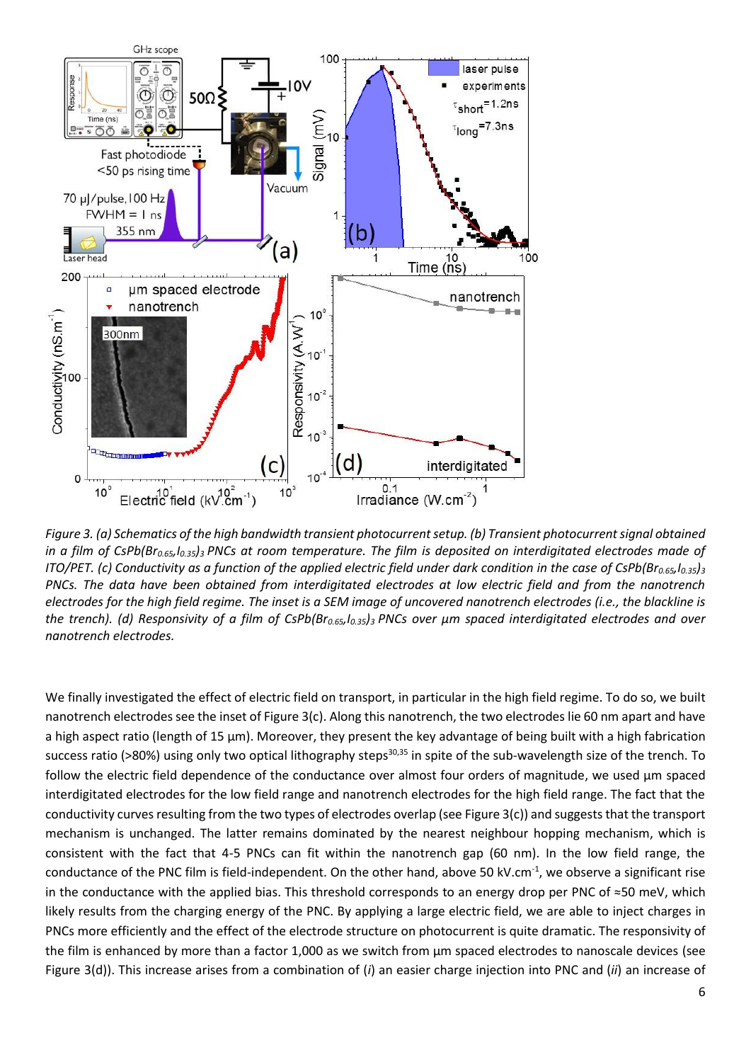*Figure 3. (a) Schematics of the high bandwidth transient photocurrent setup. (b) Transient photocurrent signal obtained in a film of $CsPb(Br_{0.65},I_{0.35})_3$ PNCs at room temperature. The film is deposited on interdigitated electrodes made of ITO/PET. (c) Conductivity as a function of the applied electric field under dark condition in the case of $CsPb(Br_{0.65},I_{0.35})_3$ PNCs. The data have been obtained from interdigitated electrodes at low electric field and from the nanotrench electrodes for the high field regime. The inset is a SEM image of uncovered nanotrench electrodes (i.e., the blackline is the trench). (d) Responsivity of a film of $CsPb(Br_{0.65},I_{0.35})_3$ PNCs over µm spaced interdigitated electrodes and over nanotrench electrodes.*

We finally investigated the effect of electric field on transport, in particular in the high field regime. To do so, we built nanotrench electrodes see the inset of Figure 3(c). Along this nanotrench, the two electrodes lie 60 nm apart and have a high aspect ratio (length of 15 µm). Moreover, they present the key advantage of being built with a high fabrication success ratio (>80%) using only two optical lithography steps[30,35] in spite of the sub-wavelength size of the trench. To follow the electric field dependence of the conductance over almost four orders of magnitude, we used µm spaced interdigitated electrodes for the low field range and nanotrench electrodes for the high field range. The fact that the conductivity curves resulting from the two types of electrodes overlap (see Figure 3(c)) and suggests that the transport mechanism is unchanged. The latter remains dominated by the nearest neighbour hopping mechanism, which is consistent with the fact that 4-5 PNCs can fit within the nanotrench gap (60 nm). In the low field range, the conductance of the PNC film is field-independent. On the other hand, above 50 kV.cm$^{-1}$, we observe a significant rise in the conductance with the applied bias. This threshold corresponds to an energy drop per PNC of ≈50 meV, which likely results from the charging energy of the PNC. By applying a large electric field, we are able to inject charges in PNCs more efficiently and the effect of the electrode structure on photocurrent is quite dramatic. The responsivity of the film is enhanced by more than a factor 1,000 as we switch from µm spaced electrodes to nanoscale devices (see Figure 3(d)). This increase arises from a combination of (*i*) an easier charge injection into PNC and (*ii*) an increase of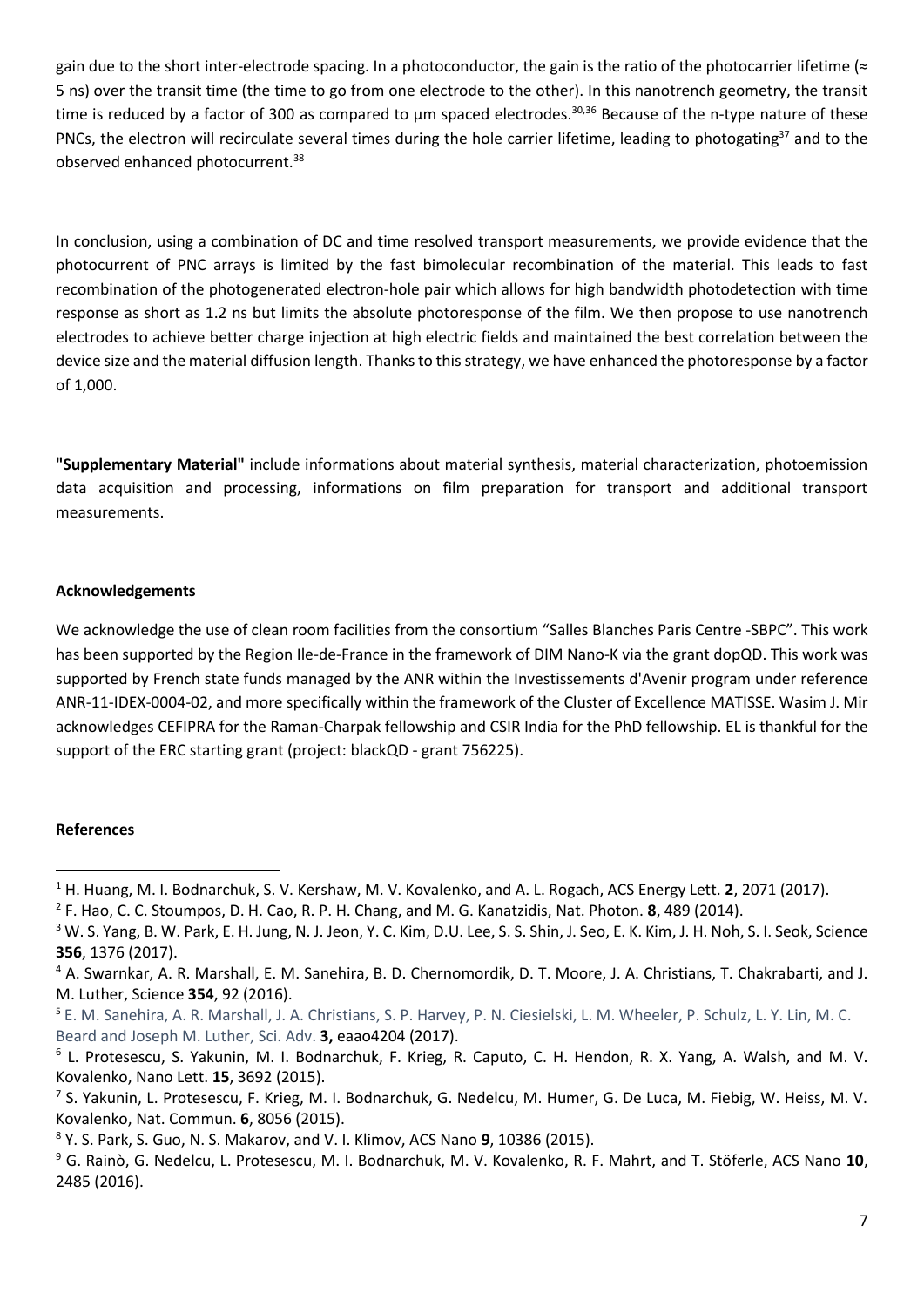gain due to the short inter-electrode spacing. In a photoconductor, the gain is the ratio of the photocarrier lifetime (≈ 5 ns) over the transit time (the time to go from one electrode to the other). In this nanotrench geometry, the transit time is reduced by a factor of 300 as compared to µm spaced electrodes.[30,36] Because of the n-type nature of these PNCs, the electron will recirculate several times during the hole carrier lifetime, leading to photogating[37] and to the observed enhanced photocurrent.[38]

In conclusion, using a combination of DC and time resolved transport measurements, we provide evidence that the photocurrent of PNC arrays is limited by the fast bimolecular recombination of the material. This leads to fast recombination of the photogenerated electron-hole pair which allows for high bandwidth photodetection with time response as short as 1.2 ns but limits the absolute photoresponse of the film. We then propose to use nanotrench electrodes to achieve better charge injection at high electric fields and maintained the best correlation between the device size and the material diffusion length. Thanks to this strategy, we have enhanced the photoresponse by a factor of 1,000.

**"Supplementary Material"** include informations about material synthesis, material characterization, photoemission data acquisition and processing, informations on film preparation for transport and additional transport measurements.

#### Acknowledgements

We acknowledge the use of clean room facilities from the consortium "Salles Blanches Paris Centre -SBPC". This work has been supported by the Region Ile-de-France in the framework of DIM Nano-K via the grant dopQD. This work was supported by French state funds managed by the ANR within the Investissements d'Avenir program under reference ANR-11-IDEX-0004-02, and more specifically within the framework of the Cluster of Excellence MATISSE. Wasim J. Mir acknowledges CEFIPRA for the Raman-Charpak fellowship and CSIR India for the PhD fellowship. EL is thankful for the support of the ERC starting grant (project: blackQD - grant 756225).

#### References

[1] H. Huang, M. I. Bodnarchuk, S. V. Kershaw, M. V. Kovalenko, and A. L. Rogach, ACS Energy Lett. **2**, 2071 (2017).

[2] F. Hao, C. C. Stoumpos, D. H. Cao, R. P. H. Chang, and M. G. Kanatzidis, Nat. Photon. **8**, 489 (2014).

[3] W. S. Yang, B. W. Park, E. H. Jung, N. J. Jeon, Y. C. Kim, D.U. Lee, S. S. Shin, J. Seo, E. K. Kim, J. H. Noh, S. I. Seok, Science **356**, 1376 (2017).

[4] A. Swarnkar, A. R. Marshall, E. M. Sanehira, B. D. Chernomordik, D. T. Moore, J. A. Christians, T. Chakrabarti, and J. M. Luther, Science **354**, 92 (2016).

[5] E. M. Sanehira, A. R. Marshall, J. A. Christians, S. P. Harvey, P. N. Ciesielski, L. M. Wheeler, P. Schulz, L. Y. Lin, M. C. Beard and Joseph M. Luther, Sci. Adv. **3,** eaao4204 (2017).

[6] L. Protesescu, S. Yakunin, M. I. Bodnarchuk, F. Krieg, R. Caputo, C. H. Hendon, R. X. Yang, A. Walsh, and M. V. Kovalenko, Nano Lett. **15**, 3692 (2015).

[7] S. Yakunin, L. Protesescu, F. Krieg, M. I. Bodnarchuk, G. Nedelcu, M. Humer, G. De Luca, M. Fiebig, W. Heiss, M. V. Kovalenko, Nat. Commun. **6**, 8056 (2015).

[8] Y. S. Park, S. Guo, N. S. Makarov, and V. I. Klimov, ACS Nano **9**, 10386 (2015).

[9] G. Rainò, G. Nedelcu, L. Protesescu, M. I. Bodnarchuk, M. V. Kovalenko, R. F. Mahrt, and T. Stöferle, ACS Nano **10**, 2485 (2016).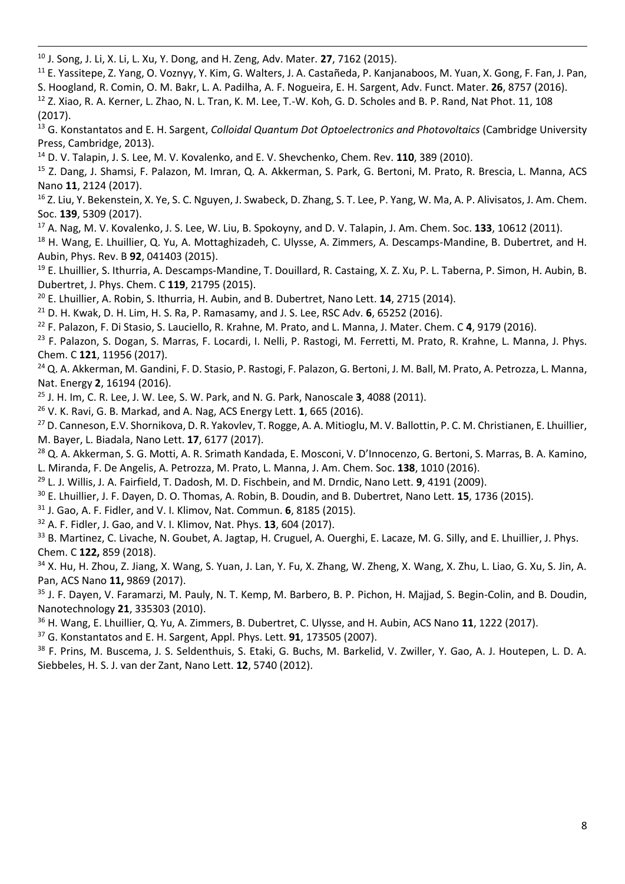[10] J. Song, J. Li, X. Li, L. Xu, Y. Dong, and H. Zeng, Adv. Mater. **27**, 7162 (2015).

[11] E. Yassitepe, Z. Yang, O. Voznyy, Y. Kim, G. Walters, J. A. Castañeda, P. Kanjanaboos, M. Yuan, X. Gong, F. Fan, J. Pan, S. Hoogland, R. Comin, O. M. Bakr, L. A. Padilha, A. F. Nogueira, E. H. Sargent, Adv. Funct. Mater. **26**, 8757 (2016).

[12] Z. Xiao, R. A. Kerner, L. Zhao, N. L. Tran, K. M. Lee, T.-W. Koh, G. D. Scholes and B. P. Rand, Nat Phot. 11, 108 (2017).

[13] G. Konstantatos and E. H. Sargent, *Colloidal Quantum Dot Optoelectronics and Photovoltaics* (Cambridge University Press, Cambridge, 2013).

[14] D. V. Talapin, J. S. Lee, M. V. Kovalenko, and E. V. Shevchenko, Chem. Rev. **110**, 389 (2010).

[15] Z. Dang, J. Shamsi, F. Palazon, M. Imran, Q. A. Akkerman, S. Park, G. Bertoni, M. Prato, R. Brescia, L. Manna, ACS Nano **11**, 2124 (2017).

[16] Z. Liu, Y. Bekenstein, X. Ye, S. C. Nguyen, J. Swabeck, D. Zhang, S. T. Lee, P. Yang, W. Ma, A. P. Alivisatos, J. Am. Chem. Soc. **139**, 5309 (2017).

[17] A. Nag, M. V. Kovalenko, J. S. Lee, W. Liu, B. Spokoyny, and D. V. Talapin, J. Am. Chem. Soc. **133**, 10612 (2011).

[18] H. Wang, E. Lhuillier, Q. Yu, A. Mottaghizadeh, C. Ulysse, A. Zimmers, A. Descamps-Mandine, B. Dubertret, and H. Aubin, Phys. Rev. B **92**, 041403 (2015).

[19] E. Lhuillier, S. Ithurria, A. Descamps-Mandine, T. Douillard, R. Castaing, X. Z. Xu, P. L. Taberna, P. Simon, H. Aubin, B. Dubertret, J. Phys. Chem. C **119**, 21795 (2015).

[20] E. Lhuillier, A. Robin, S. Ithurria, H. Aubin, and B. Dubertret, Nano Lett. **14**, 2715 (2014).

[21] D. H. Kwak, D. H. Lim, H. S. Ra, P. Ramasamy, and J. S. Lee, RSC Adv. **6**, 65252 (2016).

[22] F. Palazon, F. Di Stasio, S. Lauciello, R. Krahne, M. Prato, and L. Manna, J. Mater. Chem. C **4**, 9179 (2016).

[23] F. Palazon, S. Dogan, S. Marras, F. Locardi, I. Nelli, P. Rastogi, M. Ferretti, M. Prato, R. Krahne, L. Manna, J. Phys. Chem. C **121**, 11956 (2017).

[24] Q. A. Akkerman, M. Gandini, F. D. Stasio, P. Rastogi, F. Palazon, G. Bertoni, J. M. Ball, M. Prato, A. Petrozza, L. Manna, Nat. Energy **2**, 16194 (2016).

[25] J. H. Im, C. R. Lee, J. W. Lee, S. W. Park, and N. G. Park, Nanoscale **3**, 4088 (2011).

[26] V. K. Ravi, G. B. Markad, and A. Nag, ACS Energy Lett. **1**, 665 (2016).

[27] D. Canneson, E.V. Shornikova, D. R. Yakovlev, T. Rogge, A. A. Mitioglu, M. V. Ballottin, P. C. M. Christianen, E. Lhuillier, M. Bayer, L. Biadala, Nano Lett. **17**, 6177 (2017).

[28] Q. A. Akkerman, S. G. Motti, A. R. Srimath Kandada, E. Mosconi, V. D'Innocenzo, G. Bertoni, S. Marras, B. A. Kamino, L. Miranda, F. De Angelis, A. Petrozza, M. Prato, L. Manna, J. Am. Chem. Soc. **138**, 1010 (2016).

[29] L. J. Willis, J. A. Fairfield, T. Dadosh, M. D. Fischbein, and M. Drndic, Nano Lett. **9**, 4191 (2009).

[30] E. Lhuillier, J. F. Dayen, D. O. Thomas, A. Robin, B. Doudin, and B. Dubertret, Nano Lett. **15**, 1736 (2015).

[31] J. Gao, A. F. Fidler, and V. I. Klimov, Nat. Commun. **6**, 8185 (2015).

[32] A. F. Fidler, J. Gao, and V. I. Klimov, Nat. Phys. **13**, 604 (2017).

[33] B. Martinez, C. Livache, N. Goubet, A. Jagtap, H. Cruguel, A. Ouerghi, E. Lacaze, M. G. Silly, and E. Lhuillier, J. Phys. Chem. C **122,** 859 (2018).

[34] X. Hu, H. Zhou, Z. Jiang, X. Wang, S. Yuan, J. Lan, Y. Fu, X. Zhang, W. Zheng, X. Wang, X. Zhu, L. Liao, G. Xu, S. Jin, A. Pan, ACS Nano **11,** 9869 (2017).

[35] J. F. Dayen, V. Faramarzi, M. Pauly, N. T. Kemp, M. Barbero, B. P. Pichon, H. Majjad, S. Begin-Colin, and B. Doudin, Nanotechnology **21**, 335303 (2010).

[36] H. Wang, E. Lhuillier, Q. Yu, A. Zimmers, B. Dubertret, C. Ulysse, and H. Aubin, ACS Nano **11**, 1222 (2017).

[37] G. Konstantatos and E. H. Sargent, Appl. Phys. Lett. **91**, 173505 (2007).

[38] F. Prins, M. Buscema, J. S. Seldenthuis, S. Etaki, G. Buchs, M. Barkelid, V. Zwiller, Y. Gao, A. J. Houtepen, L. D. A. Siebbeles, H. S. J. van der Zant, Nano Lett. **12**, 5740 (2012).